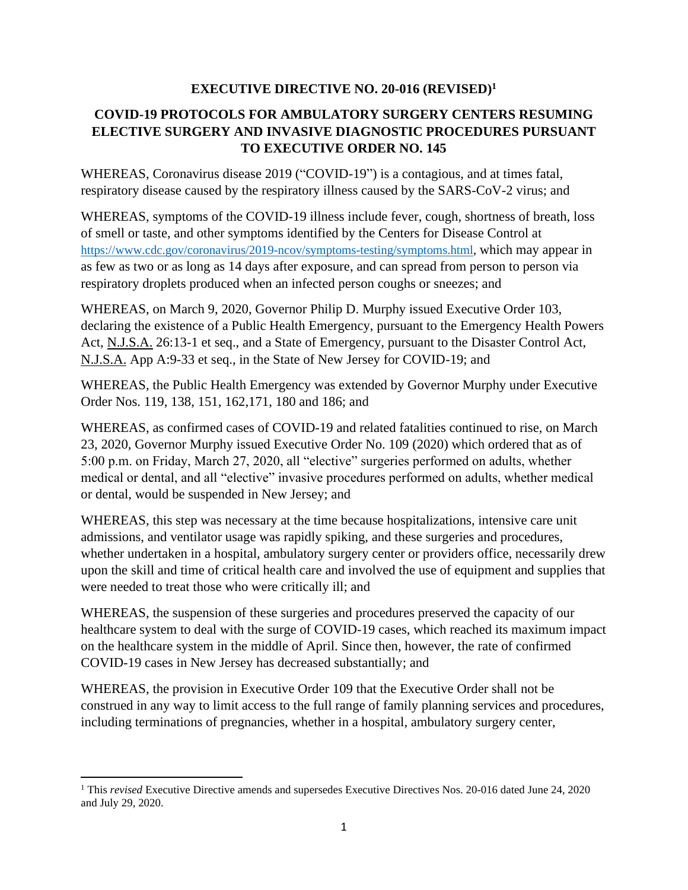# EXECUTIVE DIRECTIVE NO. 20-016 (REVISED)[1]

## COVID-19 PROTOCOLS FOR AMBULATORY SURGERY CENTERS RESUMING ELECTIVE SURGERY AND INVASIVE DIAGNOSTIC PROCEDURES PURSUANT TO EXECUTIVE ORDER NO. 145

WHEREAS, Coronavirus disease 2019 ("COVID-19") is a contagious, and at times fatal, respiratory disease caused by the respiratory illness caused by the SARS-CoV-2 virus; and

WHEREAS, symptoms of the COVID-19 illness include fever, cough, shortness of breath, loss of smell or taste, and other symptoms identified by the Centers for Disease Control at https://www.cdc.gov/coronavirus/2019-ncov/symptoms-testing/symptoms.html, which may appear in as few as two or as long as 14 days after exposure, and can spread from person to person via respiratory droplets produced when an infected person coughs or sneezes; and

WHEREAS, on March 9, 2020, Governor Philip D. Murphy issued Executive Order 103, declaring the existence of a Public Health Emergency, pursuant to the Emergency Health Powers Act, N.J.S.A. 26:13-1 et seq., and a State of Emergency, pursuant to the Disaster Control Act, N.J.S.A. App A:9-33 et seq., in the State of New Jersey for COVID-19; and

WHEREAS, the Public Health Emergency was extended by Governor Murphy under Executive Order Nos. 119, 138, 151, 162,171, 180 and 186; and

WHEREAS, as confirmed cases of COVID-19 and related fatalities continued to rise, on March 23, 2020, Governor Murphy issued Executive Order No. 109 (2020) which ordered that as of 5:00 p.m. on Friday, March 27, 2020, all "elective" surgeries performed on adults, whether medical or dental, and all "elective" invasive procedures performed on adults, whether medical or dental, would be suspended in New Jersey; and

WHEREAS, this step was necessary at the time because hospitalizations, intensive care unit admissions, and ventilator usage was rapidly spiking, and these surgeries and procedures, whether undertaken in a hospital, ambulatory surgery center or providers office, necessarily drew upon the skill and time of critical health care and involved the use of equipment and supplies that were needed to treat those who were critically ill; and

WHEREAS, the suspension of these surgeries and procedures preserved the capacity of our healthcare system to deal with the surge of COVID-19 cases, which reached its maximum impact on the healthcare system in the middle of April. Since then, however, the rate of confirmed COVID-19 cases in New Jersey has decreased substantially; and

WHEREAS, the provision in Executive Order 109 that the Executive Order shall not be construed in any way to limit access to the full range of family planning services and procedures, including terminations of pregnancies, whether in a hospital, ambulatory surgery center,

---

[1] This *revised* Executive Directive amends and supersedes Executive Directives Nos. 20-016 dated June 24, 2020 and July 29, 2020.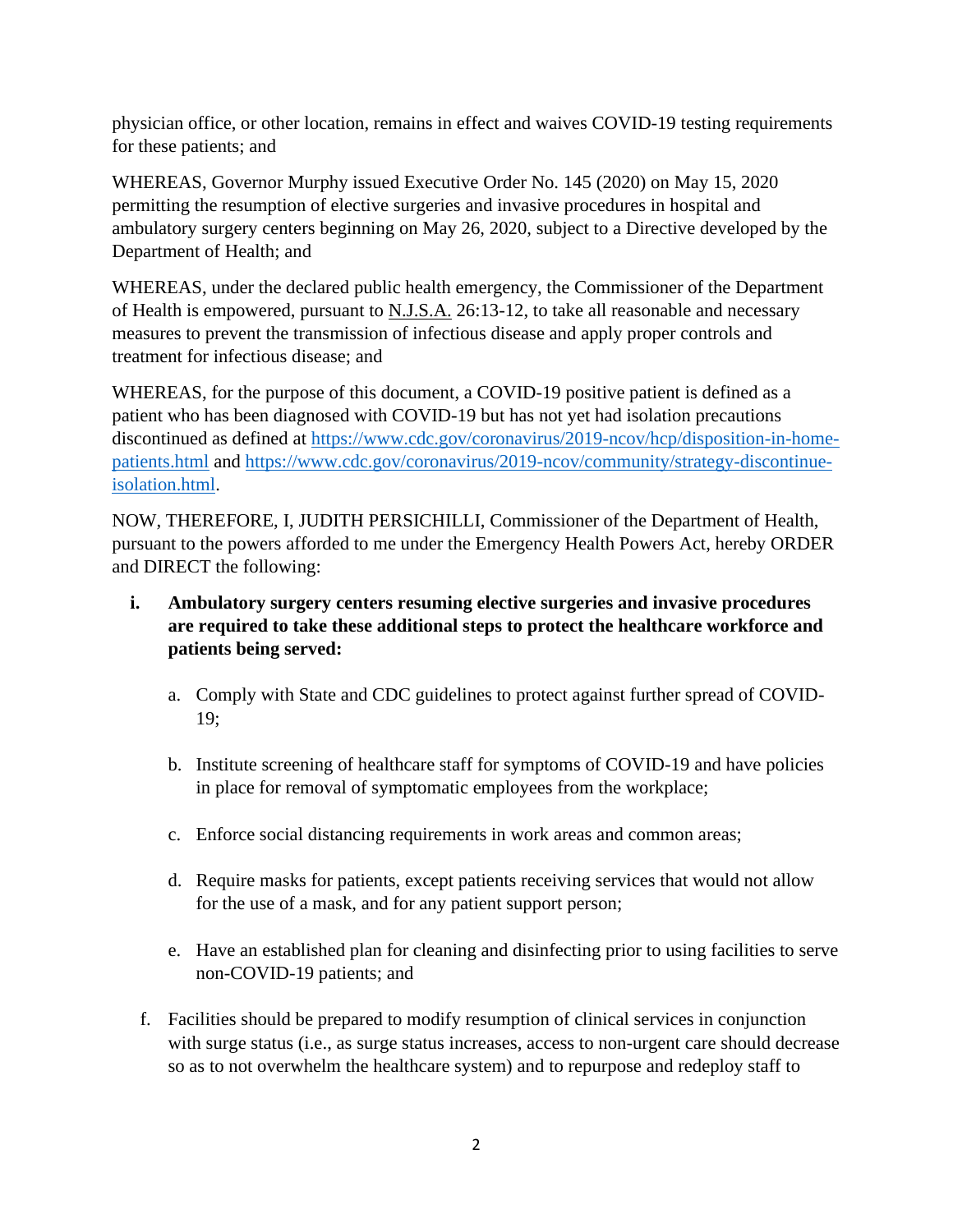physician office, or other location, remains in effect and waives COVID-19 testing requirements for these patients; and

WHEREAS, Governor Murphy issued Executive Order No. 145 (2020) on May 15, 2020 permitting the resumption of elective surgeries and invasive procedures in hospital and ambulatory surgery centers beginning on May 26, 2020, subject to a Directive developed by the Department of Health; and

WHEREAS, under the declared public health emergency, the Commissioner of the Department of Health is empowered, pursuant to N.J.S.A. 26:13-12, to take all reasonable and necessary measures to prevent the transmission of infectious disease and apply proper controls and treatment for infectious disease; and

WHEREAS, for the purpose of this document, a COVID-19 positive patient is defined as a patient who has been diagnosed with COVID-19 but has not yet had isolation precautions discontinued as defined at https://www.cdc.gov/coronavirus/2019-ncov/hcp/disposition-in-home-patients.html and https://www.cdc.gov/coronavirus/2019-ncov/community/strategy-discontinue-isolation.html.

NOW, THEREFORE, I, JUDITH PERSICHILLI, Commissioner of the Department of Health, pursuant to the powers afforded to me under the Emergency Health Powers Act, hereby ORDER and DIRECT the following:

**i. Ambulatory surgery centers resuming elective surgeries and invasive procedures are required to take these additional steps to protect the healthcare workforce and patients being served:**

a. Comply with State and CDC guidelines to protect against further spread of COVID-19;

b. Institute screening of healthcare staff for symptoms of COVID-19 and have policies in place for removal of symptomatic employees from the workplace;

c. Enforce social distancing requirements in work areas and common areas;

d. Require masks for patients, except patients receiving services that would not allow for the use of a mask, and for any patient support person;

e. Have an established plan for cleaning and disinfecting prior to using facilities to serve non-COVID-19 patients; and

f. Facilities should be prepared to modify resumption of clinical services in conjunction with surge status (i.e., as surge status increases, access to non-urgent care should decrease so as to not overwhelm the healthcare system) and to repurpose and redeploy staff to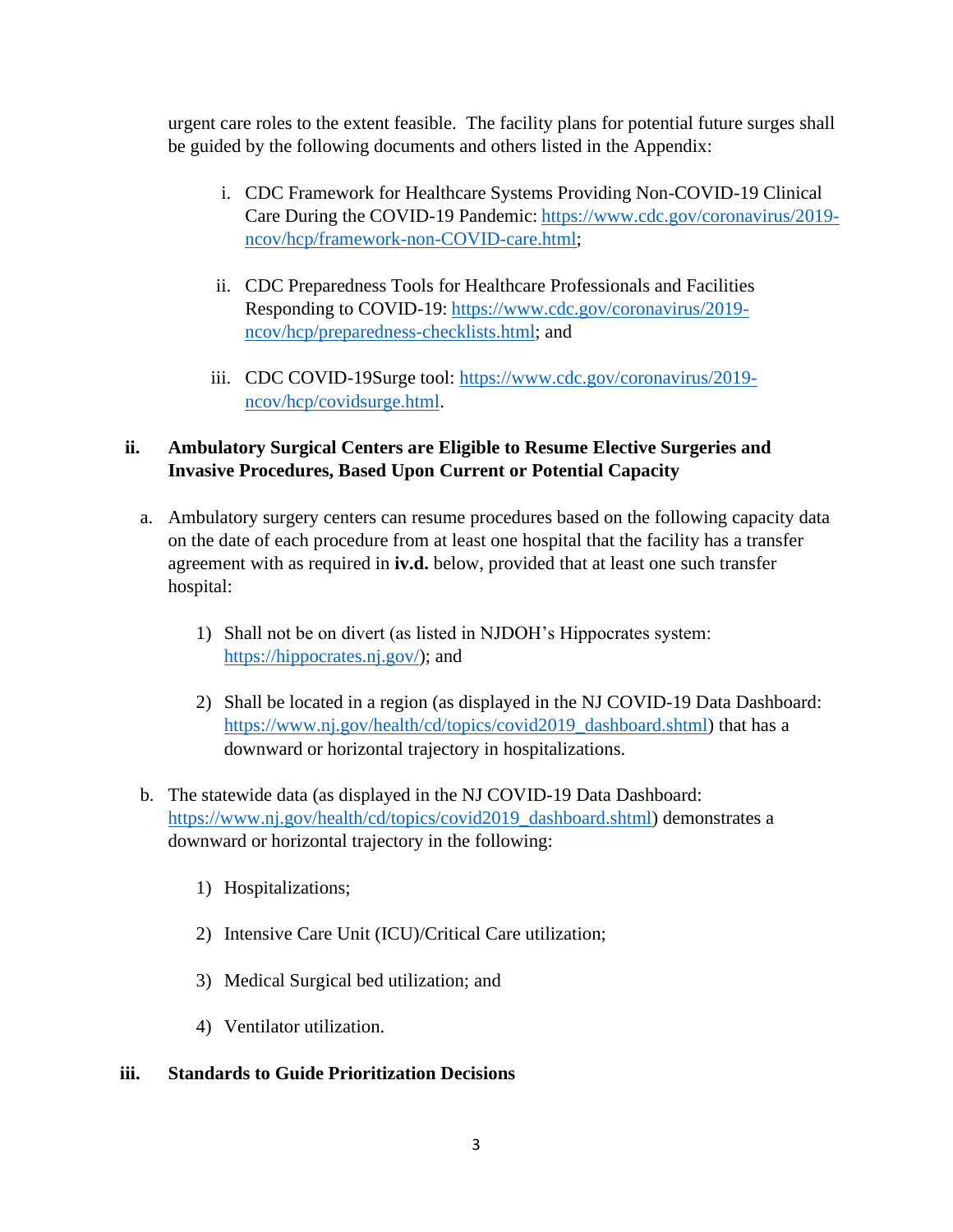urgent care roles to the extent feasible. The facility plans for potential future surges shall be guided by the following documents and others listed in the Appendix:

i. CDC Framework for Healthcare Systems Providing Non-COVID-19 Clinical Care During the COVID-19 Pandemic: https://www.cdc.gov/coronavirus/2019-ncov/hcp/framework-non-COVID-care.html;

ii. CDC Preparedness Tools for Healthcare Professionals and Facilities Responding to COVID-19: https://www.cdc.gov/coronavirus/2019-ncov/hcp/preparedness-checklists.html; and

iii. CDC COVID-19Surge tool: https://www.cdc.gov/coronavirus/2019-ncov/hcp/covidsurge.html.

**ii. Ambulatory Surgical Centers are Eligible to Resume Elective Surgeries and Invasive Procedures, Based Upon Current or Potential Capacity**

a. Ambulatory surgery centers can resume procedures based on the following capacity data on the date of each procedure from at least one hospital that the facility has a transfer agreement with as required in **iv.d.** below, provided that at least one such transfer hospital:

1) Shall not be on divert (as listed in NJDOH's Hippocrates system: https://hippocrates.nj.gov/); and

2) Shall be located in a region (as displayed in the NJ COVID-19 Data Dashboard: https://www.nj.gov/health/cd/topics/covid2019_dashboard.shtml) that has a downward or horizontal trajectory in hospitalizations.

b. The statewide data (as displayed in the NJ COVID-19 Data Dashboard: https://www.nj.gov/health/cd/topics/covid2019_dashboard.shtml) demonstrates a downward or horizontal trajectory in the following:

1) Hospitalizations;

2) Intensive Care Unit (ICU)/Critical Care utilization;

3) Medical Surgical bed utilization; and

4) Ventilator utilization.

**iii. Standards to Guide Prioritization Decisions**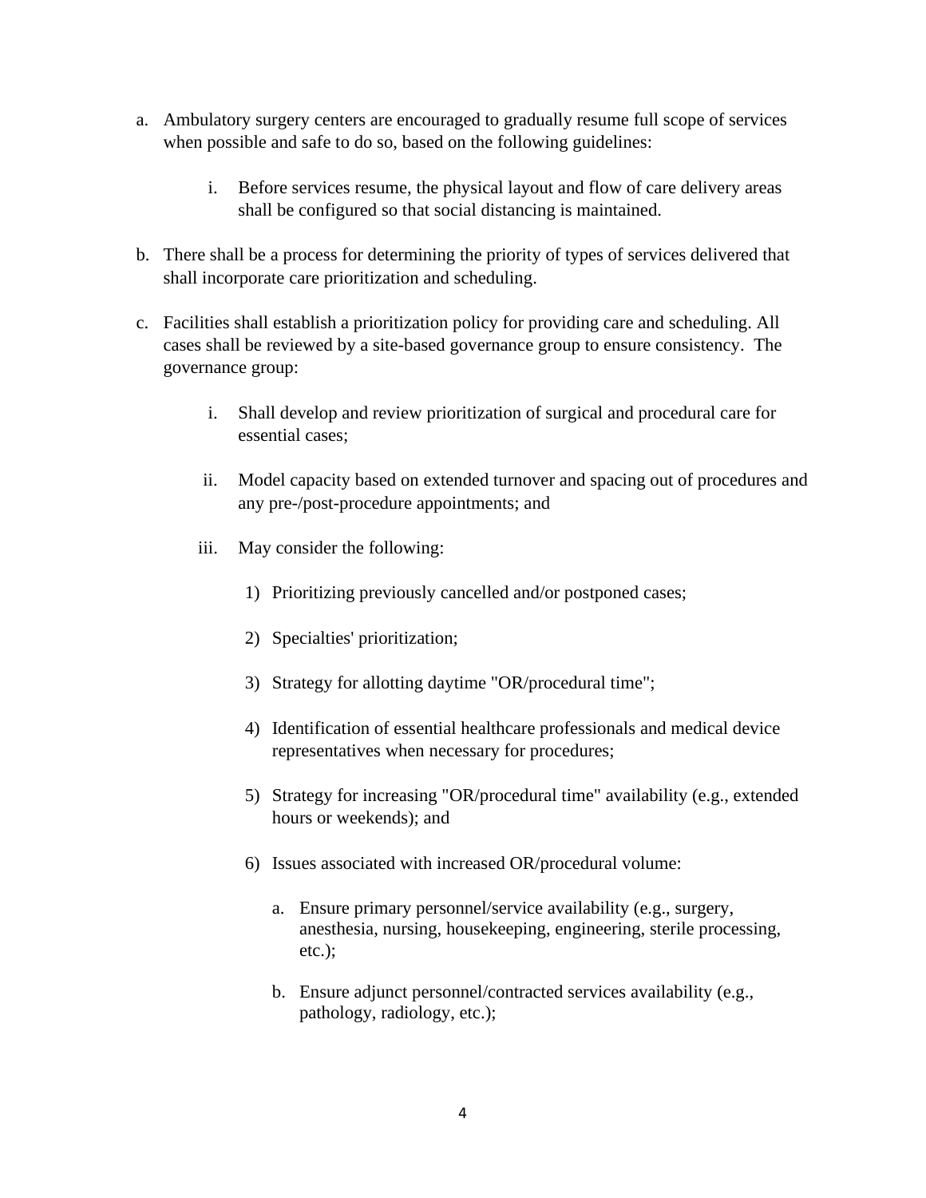a. Ambulatory surgery centers are encouraged to gradually resume full scope of services when possible and safe to do so, based on the following guidelines:

   i. Before services resume, the physical layout and flow of care delivery areas shall be configured so that social distancing is maintained.

b. There shall be a process for determining the priority of types of services delivered that shall incorporate care prioritization and scheduling.

c. Facilities shall establish a prioritization policy for providing care and scheduling. All cases shall be reviewed by a site-based governance group to ensure consistency. The governance group:

   i. Shall develop and review prioritization of surgical and procedural care for essential cases;

   ii. Model capacity based on extended turnover and spacing out of procedures and any pre-/post-procedure appointments; and

   iii. May consider the following:

      1) Prioritizing previously cancelled and/or postponed cases;

      2) Specialties' prioritization;

      3) Strategy for allotting daytime "OR/procedural time";

      4) Identification of essential healthcare professionals and medical device representatives when necessary for procedures;

      5) Strategy for increasing "OR/procedural time" availability (e.g., extended hours or weekends); and

      6) Issues associated with increased OR/procedural volume:

         a. Ensure primary personnel/service availability (e.g., surgery, anesthesia, nursing, housekeeping, engineering, sterile processing, etc.);

         b. Ensure adjunct personnel/contracted services availability (e.g., pathology, radiology, etc.);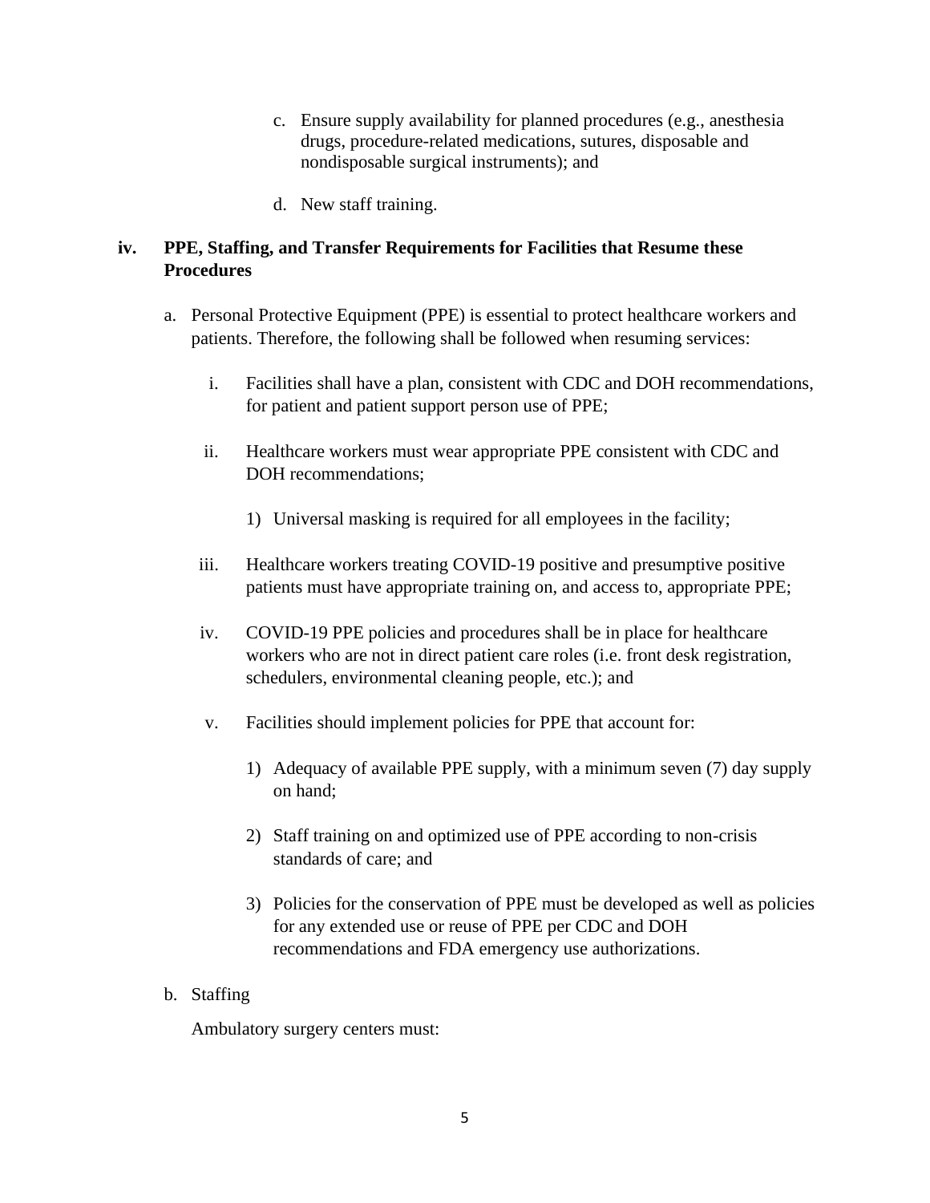c. Ensure supply availability for planned procedures (e.g., anesthesia drugs, procedure-related medications, sutures, disposable and nondisposable surgical instruments); and

d. New staff training.

**iv. PPE, Staffing, and Transfer Requirements for Facilities that Resume these Procedures**

a. Personal Protective Equipment (PPE) is essential to protect healthcare workers and patients. Therefore, the following shall be followed when resuming services:

   i. Facilities shall have a plan, consistent with CDC and DOH recommendations, for patient and patient support person use of PPE;

   ii. Healthcare workers must wear appropriate PPE consistent with CDC and DOH recommendations;

      1) Universal masking is required for all employees in the facility;

   iii. Healthcare workers treating COVID-19 positive and presumptive positive patients must have appropriate training on, and access to, appropriate PPE;

   iv. COVID-19 PPE policies and procedures shall be in place for healthcare workers who are not in direct patient care roles (i.e. front desk registration, schedulers, environmental cleaning people, etc.); and

   v. Facilities should implement policies for PPE that account for:

      1) Adequacy of available PPE supply, with a minimum seven (7) day supply on hand;

      2) Staff training on and optimized use of PPE according to non-crisis standards of care; and

      3) Policies for the conservation of PPE must be developed as well as policies for any extended use or reuse of PPE per CDC and DOH recommendations and FDA emergency use authorizations.

b. Staffing

   Ambulatory surgery centers must: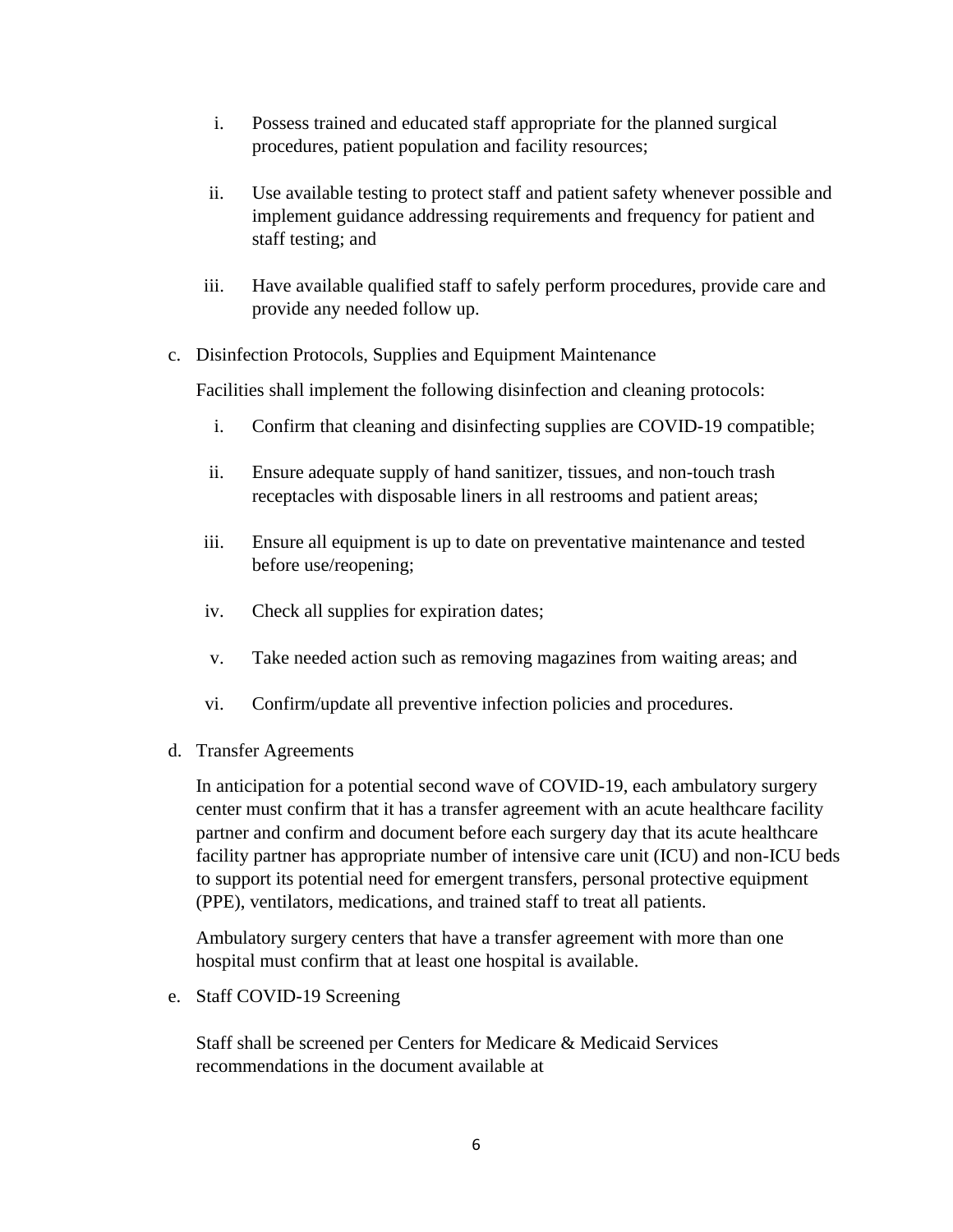i. Possess trained and educated staff appropriate for the planned surgical procedures, patient population and facility resources;

ii. Use available testing to protect staff and patient safety whenever possible and implement guidance addressing requirements and frequency for patient and staff testing; and

iii. Have available qualified staff to safely perform procedures, provide care and provide any needed follow up.

c. Disinfection Protocols, Supplies and Equipment Maintenance

Facilities shall implement the following disinfection and cleaning protocols:

i. Confirm that cleaning and disinfecting supplies are COVID-19 compatible;

ii. Ensure adequate supply of hand sanitizer, tissues, and non-touch trash receptacles with disposable liners in all restrooms and patient areas;

iii. Ensure all equipment is up to date on preventative maintenance and tested before use/reopening;

iv. Check all supplies for expiration dates;

v. Take needed action such as removing magazines from waiting areas; and

vi. Confirm/update all preventive infection policies and procedures.

d. Transfer Agreements

In anticipation for a potential second wave of COVID-19, each ambulatory surgery center must confirm that it has a transfer agreement with an acute healthcare partner and confirm and document before each surgery day that its acute healthcare facility partner has appropriate number of intensive care unit (ICU) and non-ICU beds to support its potential need for emergent transfers, personal protective equipment (PPE), ventilators, medications, and trained staff to treat all patients.

Ambulatory surgery centers that have a transfer agreement with more than one hospital must confirm that at least one hospital is available.

e. Staff COVID-19 Screening

Staff shall be screened per Centers for Medicare & Medicaid Services recommendations in the document available at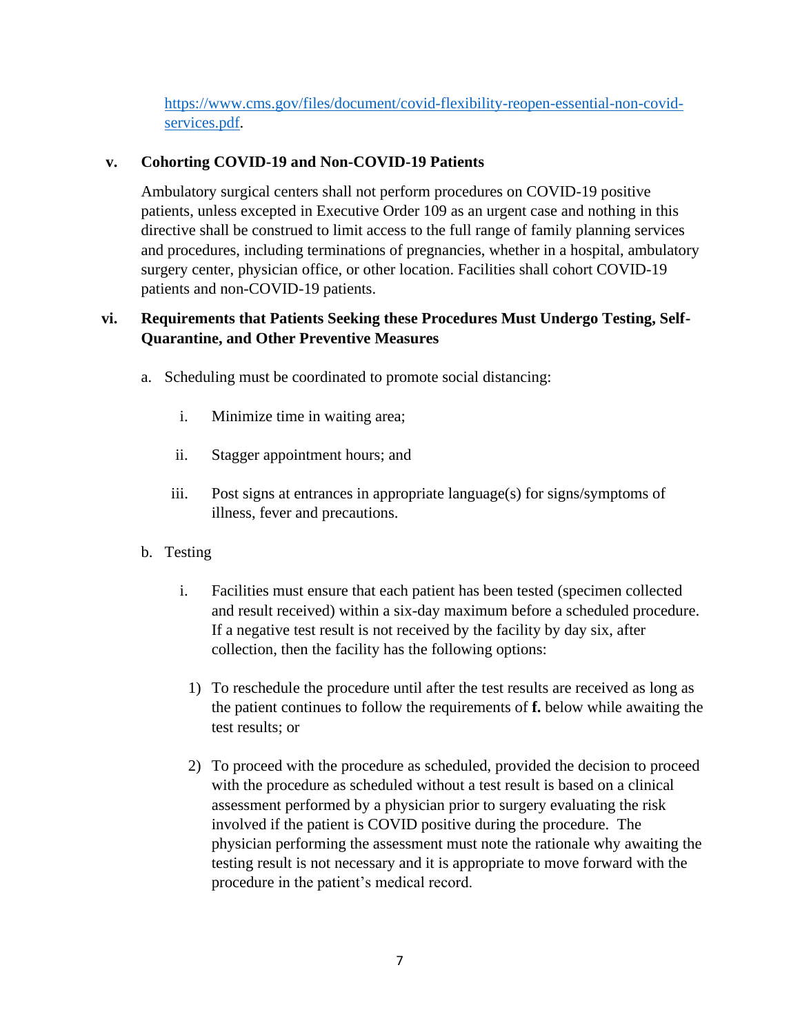https://www.cms.gov/files/document/covid-flexibility-reopen-essential-non-covid-services.pdf.

**v. Cohorting COVID-19 and Non-COVID-19 Patients**

Ambulatory surgical centers shall not perform procedures on COVID-19 positive patients, unless excepted in Executive Order 109 as an urgent case and nothing in this directive shall be construed to limit access to the full range of family planning services and procedures, including terminations of pregnancies, whether in a hospital, ambulatory surgery center, physician office, or other location. Facilities shall cohort COVID-19 patients and non-COVID-19 patients.

**vi. Requirements that Patients Seeking these Procedures Must Undergo Testing, Self-Quarantine, and Other Preventive Measures**

a. Scheduling must be coordinated to promote social distancing:

   i. Minimize time in waiting area;

   ii. Stagger appointment hours; and

   iii. Post signs at entrances in appropriate language(s) for signs/symptoms of illness, fever and precautions.

b. Testing

   i. Facilities must ensure that each patient has been tested (specimen collected and result received) within a six-day maximum before a scheduled procedure. If a negative test result is not received by the facility by day six, after collection, then the facility has the following options:

      1) To reschedule the procedure until after the test results are received as long as the patient continues to follow the requirements of **f.** below while awaiting the test results; or

      2) To proceed with the procedure as scheduled, provided the decision to proceed with the procedure as scheduled without a test result is based on a clinical assessment performed by a physician prior to surgery evaluating the risk involved if the patient is COVID positive during the procedure. The physician performing the assessment must note the rationale why awaiting the testing result is not necessary and it is appropriate to move forward with the procedure in the patient's medical record.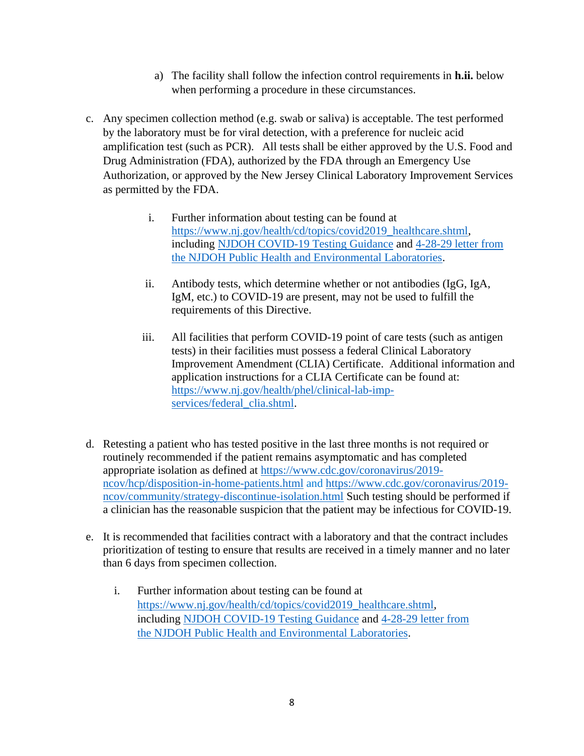a) The facility shall follow the infection control requirements in **h.ii.** below when performing a procedure in these circumstances.

c. Any specimen collection method (e.g. swab or saliva) is acceptable. The test performed by the laboratory must be for viral detection, with a preference for nucleic acid amplification test (such as PCR). All tests shall be either approved by the U.S. Food and Drug Administration (FDA), authorized by the FDA through an Emergency Use Authorization, or approved by the New Jersey Clinical Laboratory Improvement Services as permitted by the FDA.

   i. Further information about testing can be found at https://www.nj.gov/health/cd/topics/covid2019_healthcare.shtml, including NJDOH COVID-19 Testing Guidance and 4-28-29 letter from the NJDOH Public Health and Environmental Laboratories.

   ii. Antibody tests, which determine whether or not antibodies (IgG, IgA, IgM, etc.) to COVID-19 are present, may not be used to fulfill the requirements of this Directive.

   iii. All facilities that perform COVID-19 point of care tests (such as antigen tests) in their facilities must possess a federal Clinical Laboratory Improvement Amendment (CLIA) Certificate. Additional information and application instructions for a CLIA Certificate can be found at: https://www.nj.gov/health/phel/clinical-lab-imp-services/federal_clia.shtml.

d. Retesting a patient who has tested positive in the last three months is not required or routinely recommended if the patient remains asymptomatic and has completed appropriate isolation as defined at https://www.cdc.gov/coronavirus/2019-ncov/hcp/disposition-in-home-patients.html and https://www.cdc.gov/coronavirus/2019-ncov/community/strategy-discontinue-isolation.html Such testing should be performed if a clinician has the reasonable suspicion that the patient may be infectious for COVID-19.

e. It is recommended that facilities contract with a laboratory and that the contract includes prioritization of testing to ensure that results are received in a timely manner and no later than 6 days from specimen collection.

   i. Further information about testing can be found at https://www.nj.gov/health/cd/topics/covid2019_healthcare.shtml, including NJDOH COVID-19 Testing Guidance and 4-28-29 letter from the NJDOH Public Health and Environmental Laboratories.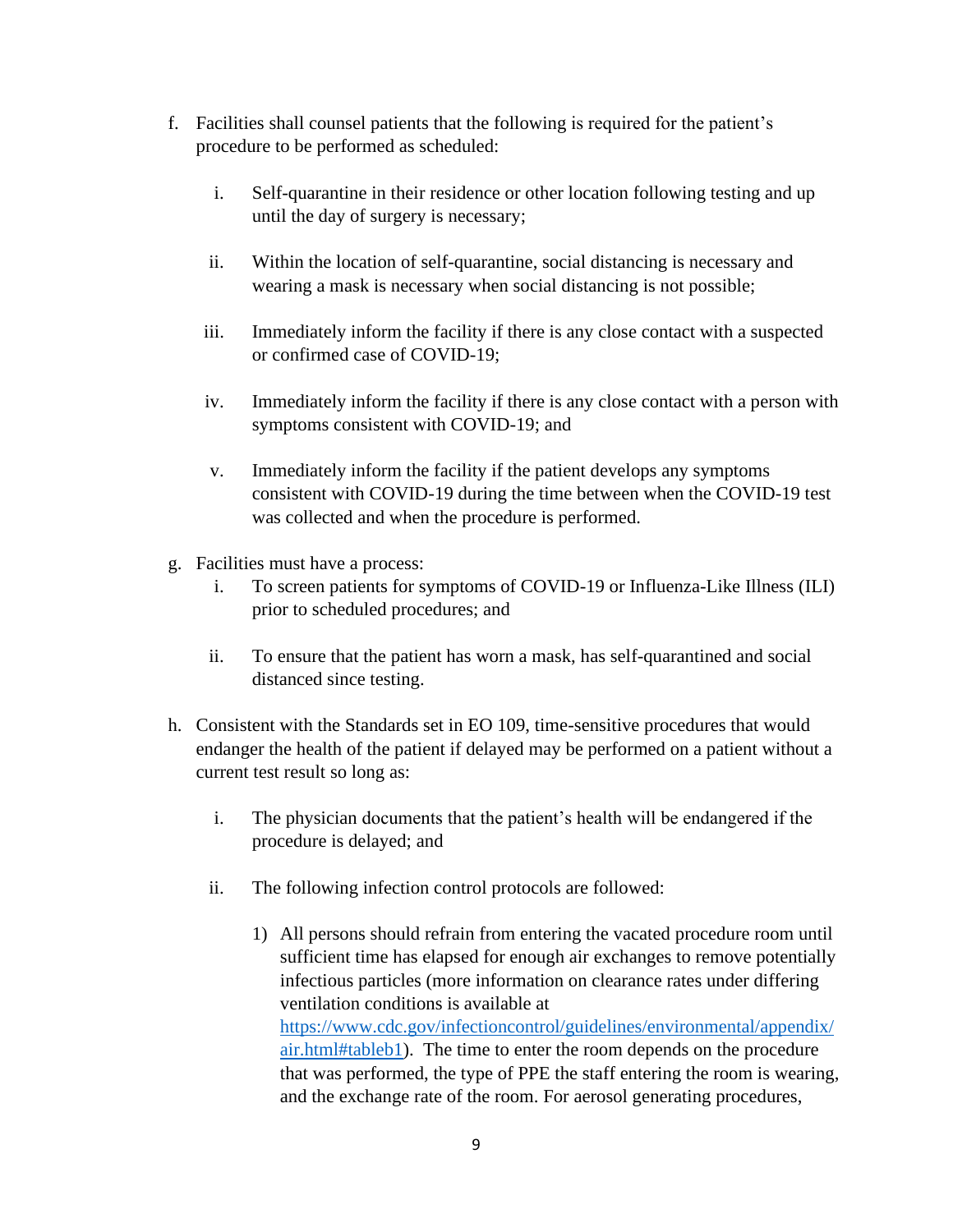f. Facilities shall counsel patients that the following is required for the patient's procedure to be performed as scheduled:

   i. Self-quarantine in their residence or other location following testing and up until the day of surgery is necessary;

   ii. Within the location of self-quarantine, social distancing is necessary and wearing a mask is necessary when social distancing is not possible;

   iii. Immediately inform the facility if there is any close contact with a suspected or confirmed case of COVID-19;

   iv. Immediately inform the facility if there is any close contact with a person with symptoms consistent with COVID-19; and

   v. Immediately inform the facility if the patient develops any symptoms consistent with COVID-19 during the time between when the COVID-19 test was collected and when the procedure is performed.

g. Facilities must have a process:

   i. To screen patients for symptoms of COVID-19 or Influenza-Like Illness (ILI) prior to scheduled procedures; and

   ii. To ensure that the patient has worn a mask, has self-quarantined and social distanced since testing.

h. Consistent with the Standards set in EO 109, time-sensitive procedures that would endanger the health of the patient if delayed may be performed on a patient without a current test result so long as:

   i. The physician documents that the patient's health will be endangered if the procedure is delayed; and

   ii. The following infection control protocols are followed:

      1) All persons should refrain from entering the vacated procedure room until sufficient time has elapsed for enough air exchanges to remove potentially infectious particles (more information on clearance rates under differing ventilation conditions is available at [https://www.cdc.gov/infectioncontrol/guidelines/environmental/appendix/air.html#tableb1](https://www.cdc.gov/infectioncontrol/guidelines/environmental/appendix/air.html#tableb1)). The time to enter the room depends on the procedure that was performed, the type of PPE the staff entering the room is wearing, and the exchange rate of the room. For aerosol generating procedures,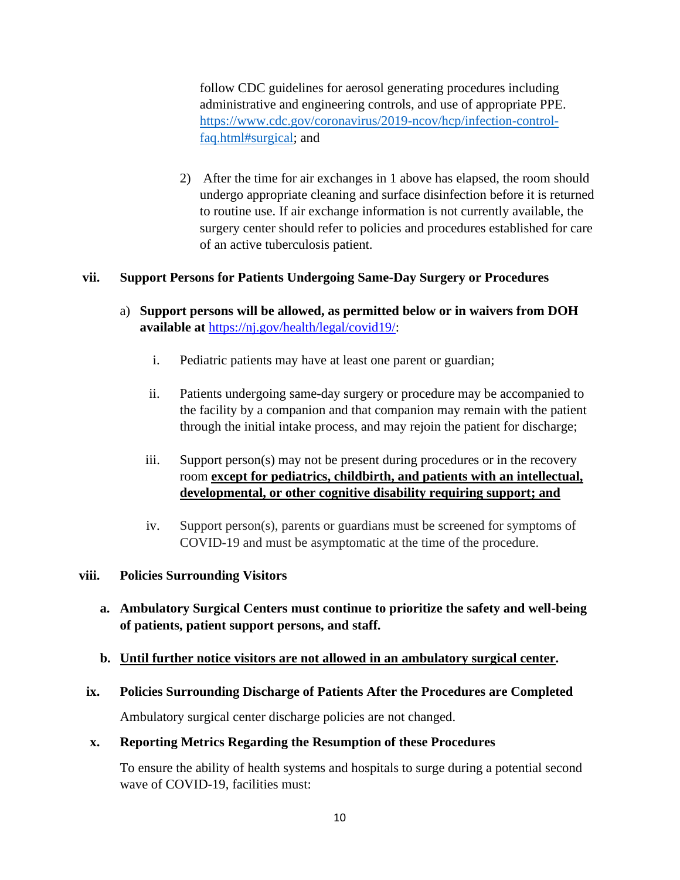follow CDC guidelines for aerosol generating procedures including administrative and engineering controls, and use of appropriate PPE. [https://www.cdc.gov/coronavirus/2019-ncov/hcp/infection-control-faq.html#surgical](https://www.cdc.gov/coronavirus/2019-ncov/hcp/infection-control-faq.html#surgical); and

2) After the time for air exchanges in 1 above has elapsed, the room should undergo appropriate cleaning and surface disinfection before it is returned to routine use. If air exchange information is not currently available, the surgery center should refer to policies and procedures established for care of an active tuberculosis patient.

**vii. Support Persons for Patients Undergoing Same-Day Surgery or Procedures**

a) **Support persons will be allowed, as permitted below or in waivers from DOH available at** [https://nj.gov/health/legal/covid19/](https://nj.gov/health/legal/covid19/):

i. Pediatric patients may have at least one parent or guardian;

ii. Patients undergoing same-day surgery or procedure may be accompanied to the facility by a companion and that companion may remain with the patient through the initial intake process, and may rejoin the patient for discharge;

iii. Support person(s) may not be present during procedures or in the recovery room **<u>except for pediatrics, childbirth, and patients with an intellectual, developmental, or other cognitive disability requiring support; and</u>**

iv. Support person(s), parents or guardians must be screened for symptoms of COVID-19 and must be asymptomatic at the time of the procedure.

**viii. Policies Surrounding Visitors**

**a. Ambulatory Surgical Centers must continue to prioritize the safety and well-being of patients, patient support persons, and staff.**

**b. <u>Until further notice visitors are not allowed in an ambulatory surgical center</u>.**

**ix. Policies Surrounding Discharge of Patients After the Procedures are Completed**

Ambulatory surgical center discharge policies are not changed.

**x. Reporting Metrics Regarding the Resumption of these Procedures**

To ensure the ability of health systems and hospitals to surge during a potential second wave of COVID-19, facilities must: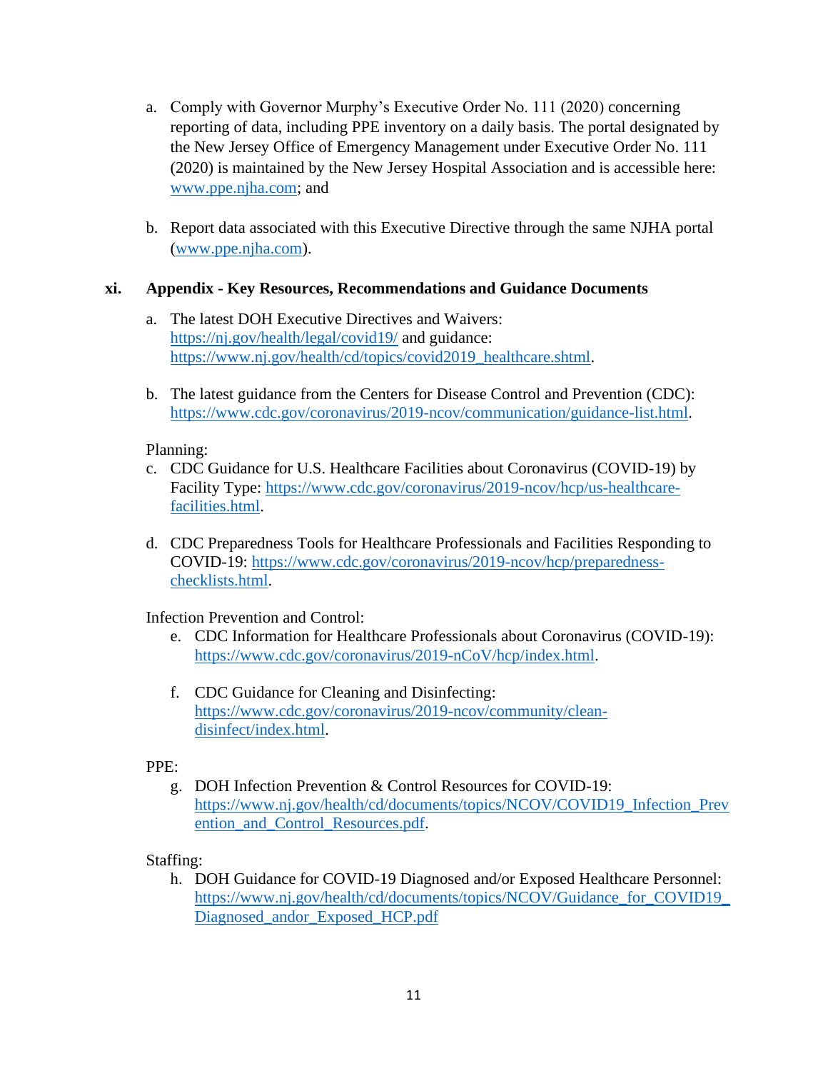a. Comply with Governor Murphy's Executive Order No. 111 (2020) concerning reporting of data, including PPE inventory on a daily basis. The portal designated by the New Jersey Office of Emergency Management under Executive Order No. 111 (2020) is maintained by the New Jersey Hospital Association and is accessible here: www.ppe.njha.com; and

b. Report data associated with this Executive Directive through the same NJHA portal (www.ppe.njha.com).

**xi. Appendix - Key Resources, Recommendations and Guidance Documents**

a. The latest DOH Executive Directives and Waivers: https://nj.gov/health/legal/covid19/ and guidance: https://www.nj.gov/health/cd/topics/covid2019_healthcare.shtml.

b. The latest guidance from the Centers for Disease Control and Prevention (CDC): https://www.cdc.gov/coronavirus/2019-ncov/communication/guidance-list.html.

Planning:

c. CDC Guidance for U.S. Healthcare Facilities about Coronavirus (COVID-19) by Facility Type: https://www.cdc.gov/coronavirus/2019-ncov/hcp/us-healthcare-facilities.html.

d. CDC Preparedness Tools for Healthcare Professionals and Facilities Responding to COVID-19: https://www.cdc.gov/coronavirus/2019-ncov/hcp/preparedness-checklists.html.

Infection Prevention and Control:

e. CDC Information for Healthcare Professionals about Coronavirus (COVID-19): https://www.cdc.gov/coronavirus/2019-nCoV/hcp/index.html.

f. CDC Guidance for Cleaning and Disinfecting: https://www.cdc.gov/coronavirus/2019-ncov/community/clean-disinfect/index.html.

PPE:

g. DOH Infection Prevention & Control Resources for COVID-19: https://www.nj.gov/health/cd/documents/topics/NCOV/COVID19_Infection_Prevention_and_Control_Resources.pdf.

Staffing:

h. DOH Guidance for COVID-19 Diagnosed and/or Exposed Healthcare Personnel: https://www.nj.gov/health/cd/documents/topics/NCOV/Guidance_for_COVID19_Diagnosed_andor_Exposed_HCP.pdf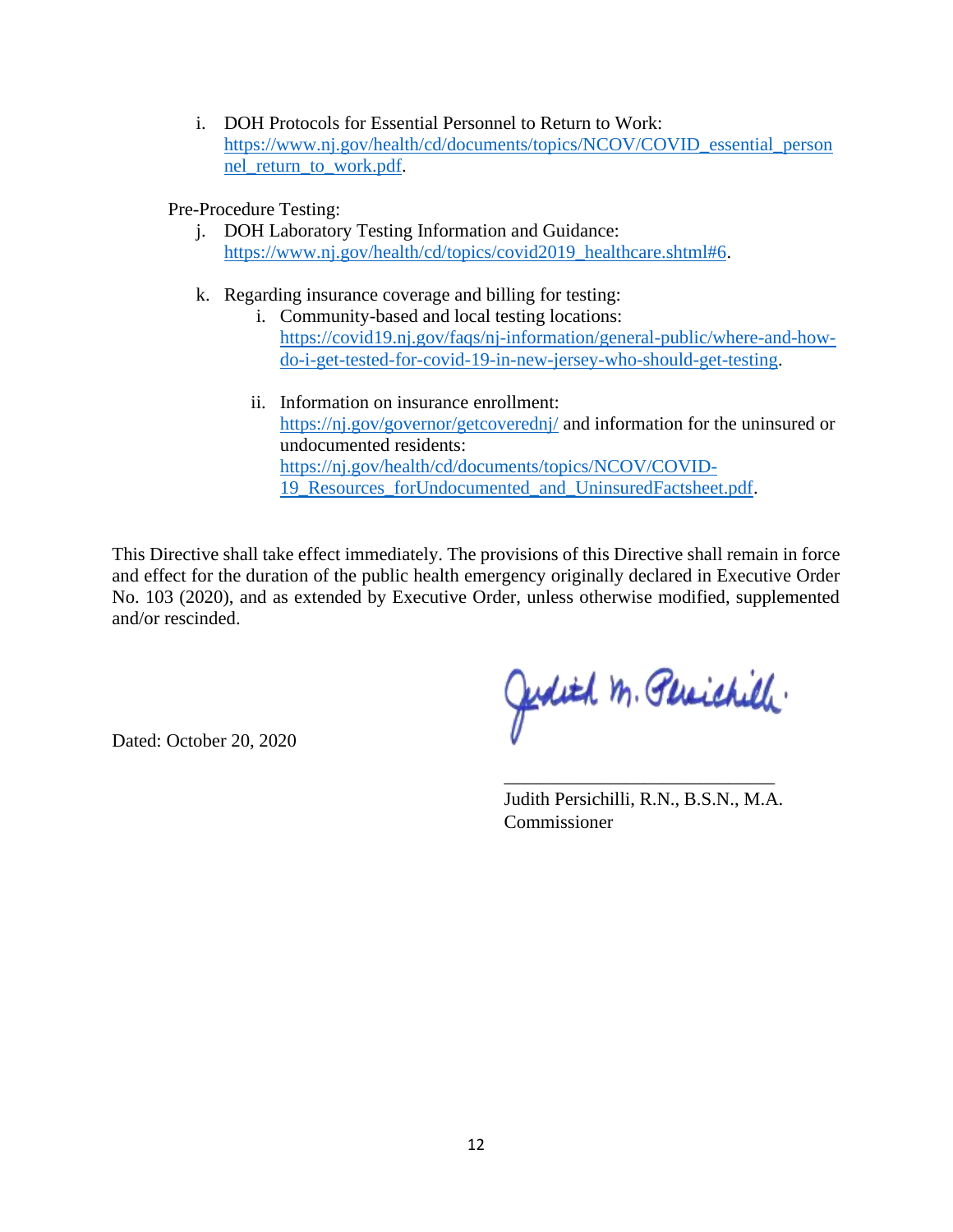i. DOH Protocols for Essential Personnel to Return to Work: https://www.nj.gov/health/cd/documents/topics/NCOV/COVID_essential_personnel_return_to_work.pdf.

Pre-Procedure Testing:

j. DOH Laboratory Testing Information and Guidance: https://www.nj.gov/health/cd/topics/covid2019_healthcare.shtml#6.

k. Regarding insurance coverage and billing for testing:
   i. Community-based and local testing locations: https://covid19.nj.gov/faqs/nj-information/general-public/where-and-how-do-i-get-tested-for-covid-19-in-new-jersey-who-should-get-testing.

   ii. Information on insurance enrollment: https://nj.gov/governor/getcoverednj/ and information for the uninsured or undocumented residents: https://nj.gov/health/cd/documents/topics/NCOV/COVID-19_Resources_forUndocumented_and_UninsuredFactsheet.pdf.

This Directive shall take effect immediately. The provisions of this Directive shall remain in force and effect for the duration of the public health emergency originally declared in Executive Order No. 103 (2020), and as extended by Executive Order, unless otherwise modified, supplemented and/or rescinded.

Dated: October 20, 2020

Judith M. Persichilli

\_\_\_\_\_\_\_\_\_\_\_\_\_\_\_\_\_\_\_\_\_\_\_\_\_\_\_\_\_\_

Judith Persichilli, R.N., B.S.N., M.A.
Commissioner